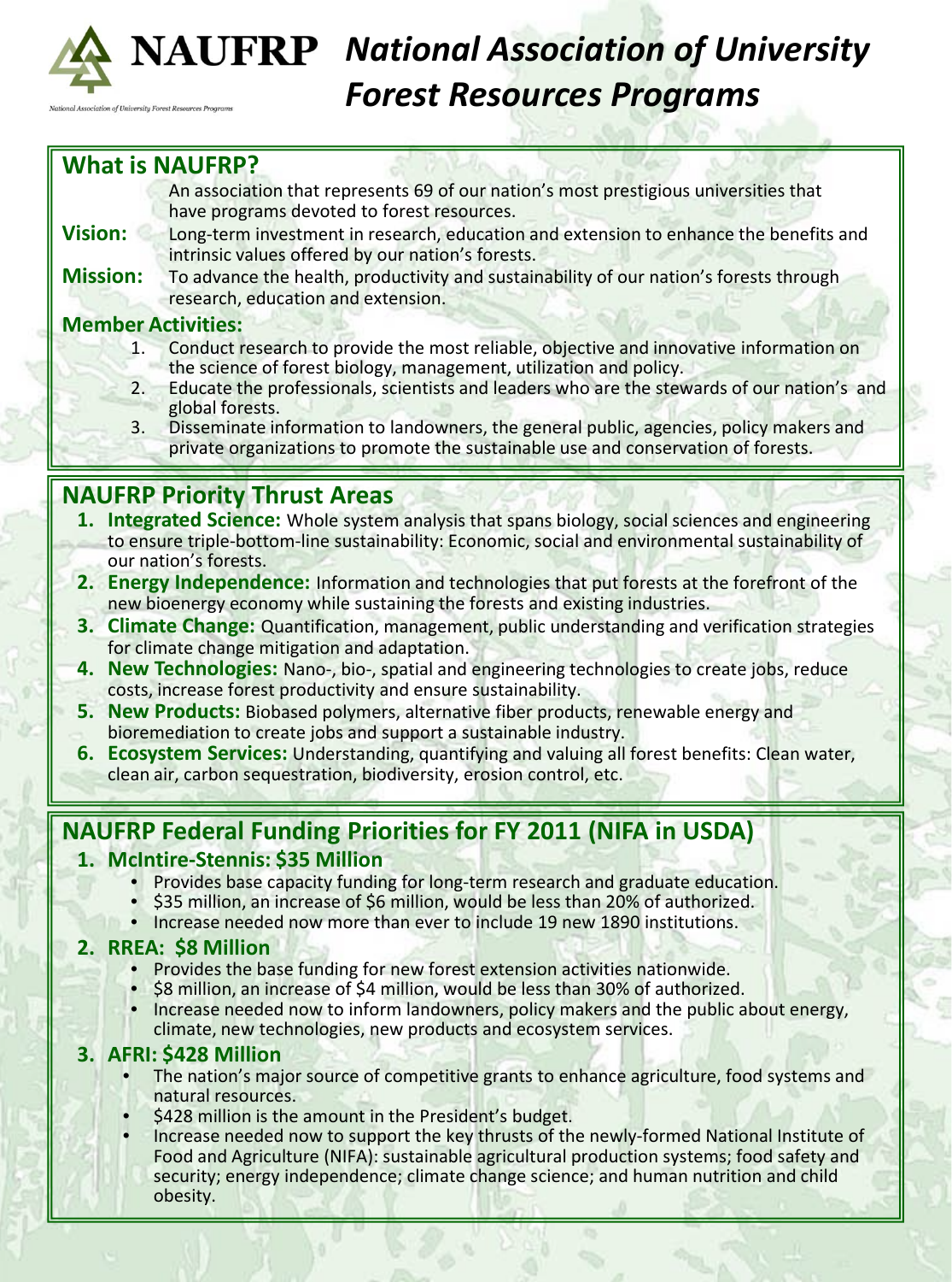# NAUFRP *National Association of University Forest Resources Programs*

National Association of University Forest Resources Programs

## What is NAUFRP?

An association that represents 69 of our nation's most prestigious universities that have programs devoted to forest resources.

**Vision:** Long-term investment in research, education and extension to enhance the benefits and intrinsic values offered by our nation's forests.

**Mission:** To advance the health, productivity and sustainability of our nation's forests through research, education and extension.

### Member Activities:

1. Conduct research to provide the most reliable, objective and innovative information on the science of forest biology, management, utilization and policy.
2. Educate the professionals, scientists and leaders who are the stewards of our nation's and global forests.
3. Disseminate information to landowners, the general public, agencies, policy makers and private organizations to promote the sustainable use and conservation of forests.

## NAUFRP Priority Thrust Areas

1. **Integrated Science:** Whole system analysis that spans biology, social sciences and engineering to ensure triple-bottom-line sustainability: Economic, social and environmental sustainability of our nation's forests.
2. **Energy Independence:** Information and technologies that put forests at the forefront of the new bioenergy economy while sustaining the forests and existing industries.
3. **Climate Change:** Quantification, management, public understanding and verification strategies for climate change mitigation and adaptation.
4. **New Technologies:** Nano-, bio-, spatial and engineering technologies to create jobs, reduce costs, increase forest productivity and ensure sustainability.
5. **New Products:** Biobased polymers, alternative fiber products, renewable energy and bioremediation to create jobs and support a sustainable industry.
6. **Ecosystem Services:** Understanding, quantifying and valuing all forest benefits: Clean water, clean air, carbon sequestration, biodiversity, erosion control, etc.

## NAUFRP Federal Funding Priorities for FY 2011 (NIFA in USDA)

### 1. McIntire-Stennis: $35 Million

- Provides base capacity funding for long-term research and graduate education.
- $35 million, an increase of $6 million, would be less than 20% of authorized.
- Increase needed now more than ever to include 19 new 1890 institutions.

### 2. RREA: $8 Million

- Provides the base funding for new forest extension activities nationwide.
- $8 million, an increase of $4 million, would be less than 30% of authorized.
- Increase needed now to inform landowners, policy makers and the public about energy, climate, new technologies, new products and ecosystem services.

### 3. AFRI: $428 Million

- The nation's major source of competitive grants to enhance agriculture, food systems and natural resources.
- $428 million is the amount in the President's budget.
- Increase needed now to support the key thrusts of the newly-formed National Institute of Food and Agriculture (NIFA): sustainable agricultural production systems; food safety and security; energy independence; climate change science; and human nutrition and child obesity.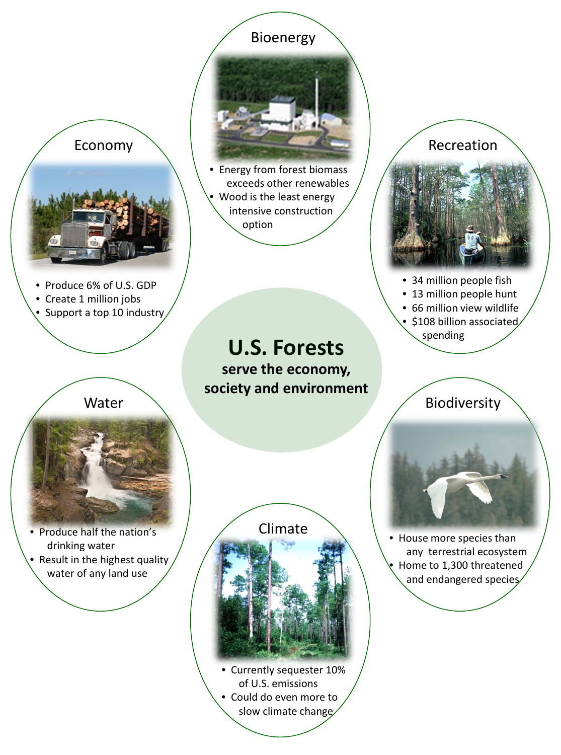# U.S. Forests

**serve the economy, society and environment**

## Bioenergy

- Energy from forest biomass exceeds other renewables
- Wood is the least energy intensive construction option

## Economy

- Produce 6% of U.S. GDP
- Create 1 million jobs
- Support a top 10 industry

## Recreation

- 34 million people fish
- 13 million people hunt
- 66 million view wildlife
- $108 billion associated spending

## Water

- Produce half the nation's drinking water
- Result in the highest quality water of any land use

## Biodiversity

- House more species than any terrestrial ecosystem
- Home to 1,300 threatened and endangered species

## Climate

- Currently sequester 10% of U.S. emissions
- Could do even more to slow climate change